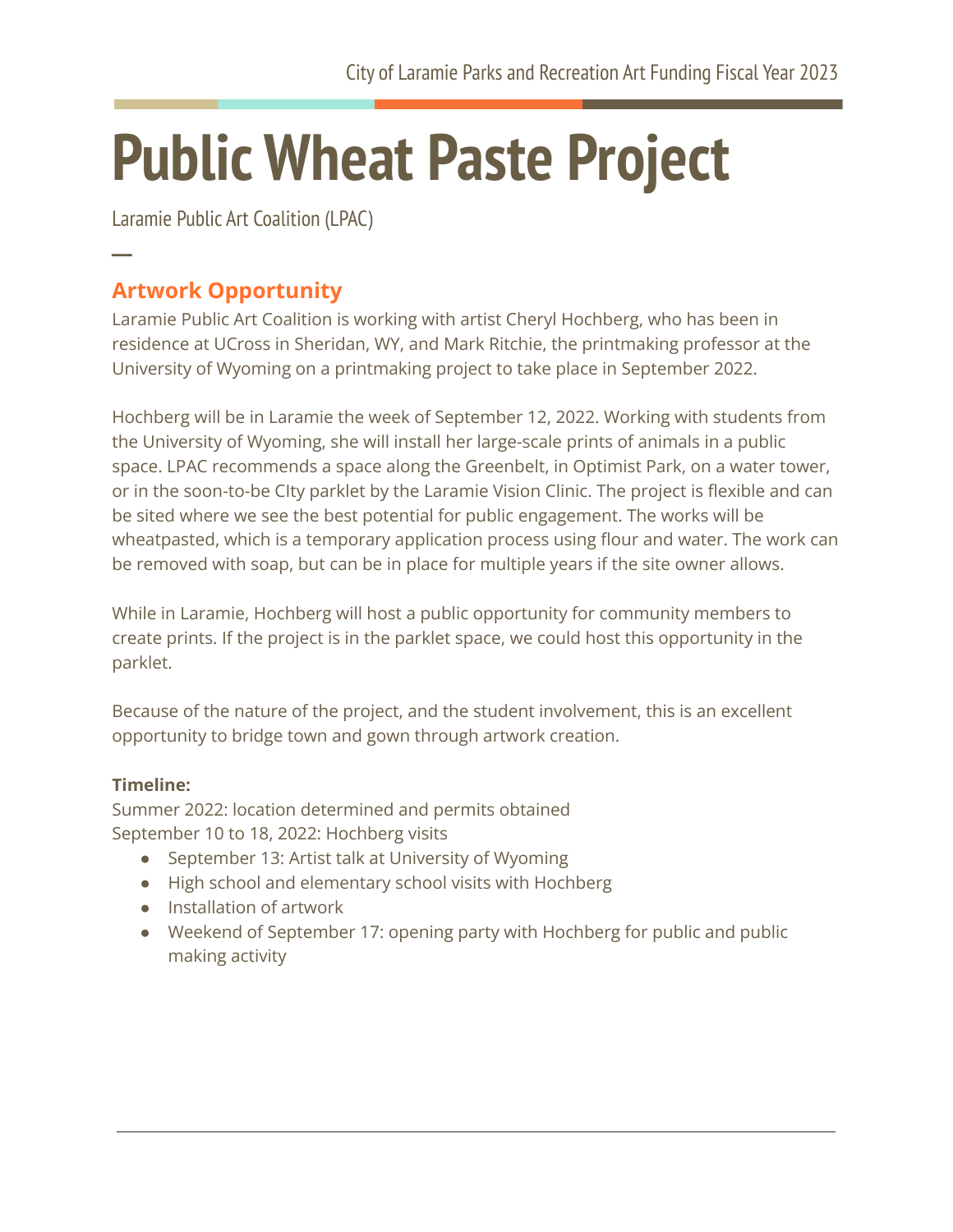# Public Wheat Paste Project

Laramie Public Art Coalition (LPAC)

## Artwork Opportunity

Laramie Public Art Coalition is working with artist Cheryl Hochberg, who has been in residence at UCross in Sheridan, WY, and Mark Ritchie, the printmaking professor at the University of Wyoming on a printmaking project to take place in September 2022.

Hochberg will be in Laramie the week of September 12, 2022. Working with students from the University of Wyoming, she will install her large-scale prints of animals in a public space. LPAC recommends a space along the Greenbelt, in Optimist Park, on a water tower, or in the soon-to-be CIty parklet by the Laramie Vision Clinic. The project is flexible and can be sited where we see the best potential for public engagement. The works will be wheatpasted, which is a temporary application process using flour and water. The work can be removed with soap, but can be in place for multiple years if the site owner allows.

While in Laramie, Hochberg will host a public opportunity for community members to create prints. If the project is in the parklet space, we could host this opportunity in the parklet.

Because of the nature of the project, and the student involvement, this is an excellent opportunity to bridge town and gown through artwork creation.

**Timeline:**
Summer 2022: location determined and permits obtained
September 10 to 18, 2022: Hochberg visits

- September 13: Artist talk at University of Wyoming
- High school and elementary school visits with Hochberg
- Installation of artwork
- Weekend of September 17: opening party with Hochberg for public and public making activity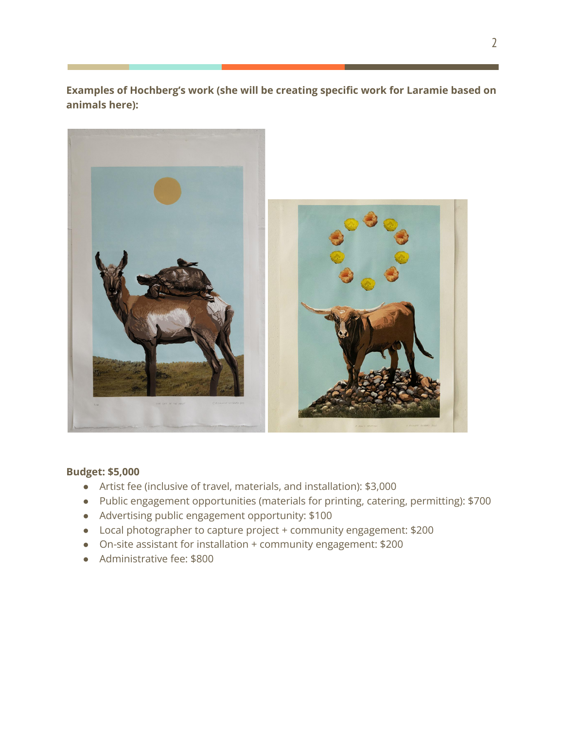**Examples of Hochberg's work (she will be creating specific work for Laramie based on animals here):**

**Budget: $5,000**

- Artist fee (inclusive of travel, materials, and installation): $3,000
- Public engagement opportunities (materials for printing, catering, permitting): $700
- Advertising public engagement opportunity: $100
- Local photographer to capture project + community engagement: $200
- On-site assistant for installation + community engagement: $200
- Administrative fee: $800